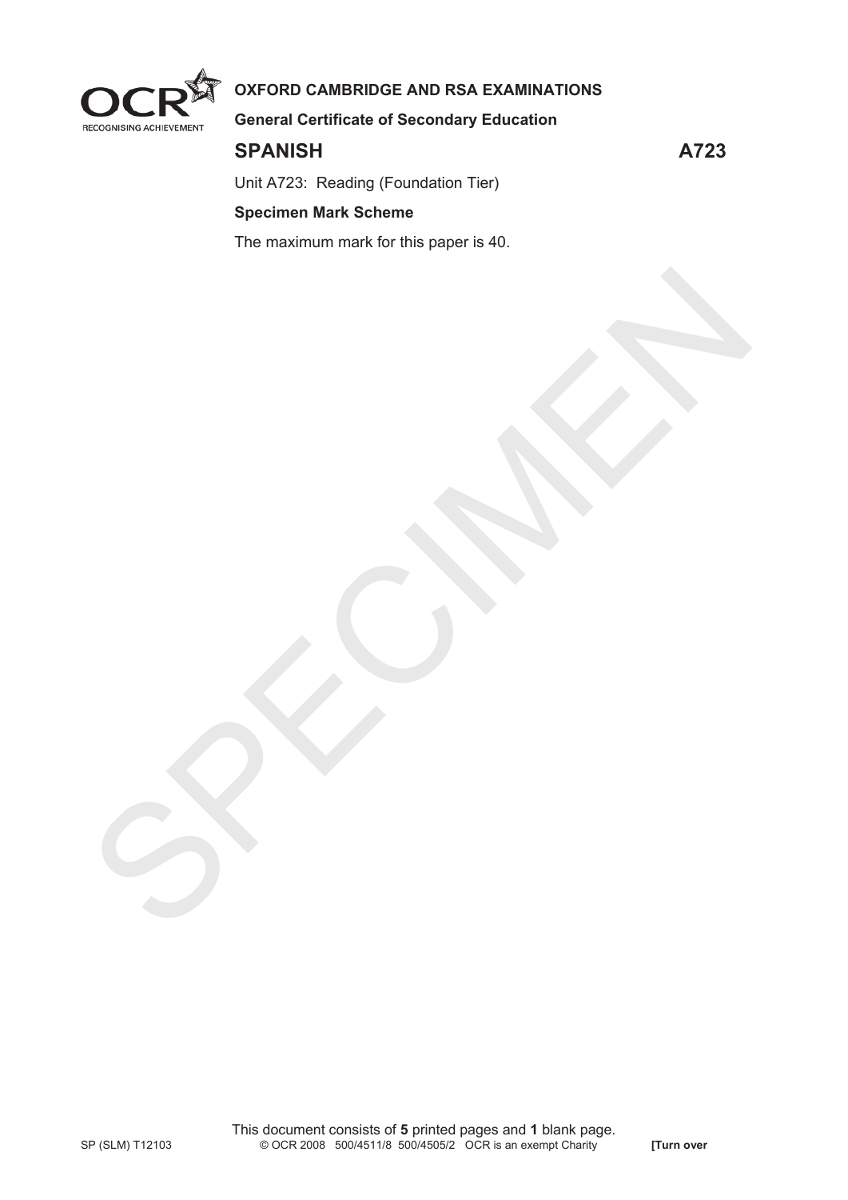**OXFORD CAMBRIDGE AND RSA EXAMINATIONS**

**General Certificate of Secondary Education**

# SPANISH A723

Unit A723: Reading (Foundation Tier)

**Specimen Mark Scheme**

The maximum mark for this paper is 40.

This document consists of **5** printed pages and **1** blank page.

SP (SLM) T12103 © OCR 2008 500/4511/8 500/4505/2 OCR is an exempt Charity **[Turn over**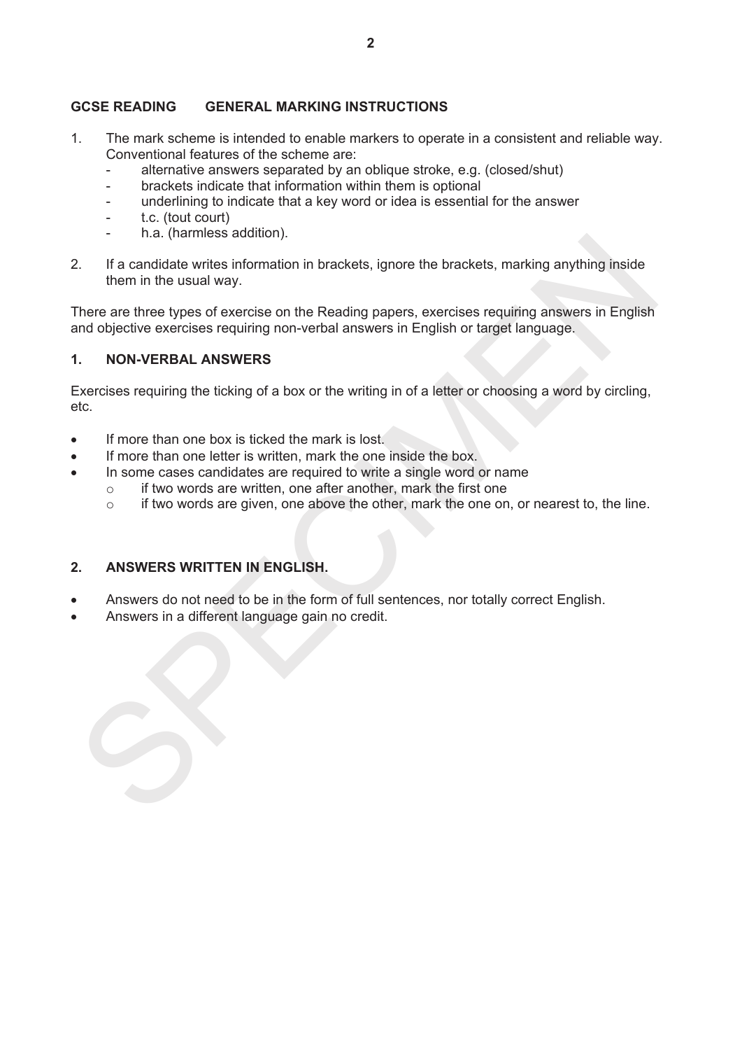## GCSE READING GENERAL MARKING INSTRUCTIONS

1. The mark scheme is intended to enable markers to operate in a consistent and reliable way. Conventional features of the scheme are:
   - alternative answers separated by an oblique stroke, e.g. (closed/shut)
   - brackets indicate that information within them is optional
   - underlining to indicate that a key word or idea is essential for the answer
   - t.c. (tout court)
   - h.a. (harmless addition).

2. If a candidate writes information in brackets, ignore the brackets, marking anything inside them in the usual way.

There are three types of exercise on the Reading papers, exercises requiring answers in English and objective exercises requiring non-verbal answers in English or target language.

### 1. NON-VERBAL ANSWERS

Exercises requiring the ticking of a box or the writing in of a letter or choosing a word by circling, etc.

- If more than one box is ticked the mark is lost.
- If more than one letter is written, mark the one inside the box.
- In some cases candidates are required to write a single word or name
  - if two words are written, one after another, mark the first one
  - if two words are given, one above the other, mark the one on, or nearest to, the line.

### 2. ANSWERS WRITTEN IN ENGLISH.

- Answers do not need to be in the form of full sentences, nor totally correct English.
- Answers in a different language gain no credit.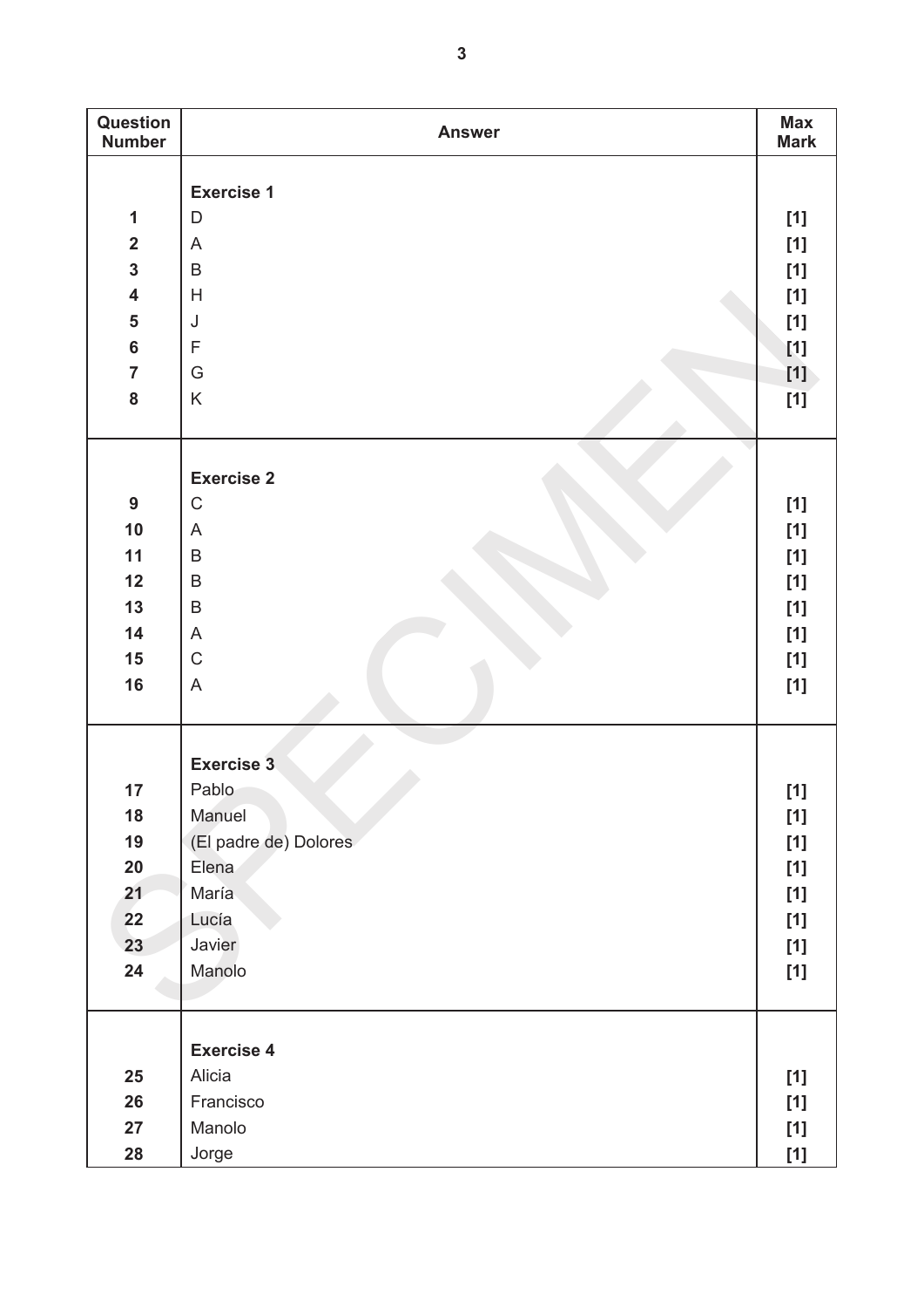| Question Number | Answer | Max Mark |
|---|---|---|
| | **Exercise 1** | |
| **1** | D | **[1]** |
| **2** | A | **[1]** |
| **3** | B | **[1]** |
| **4** | H | **[1]** |
| **5** | J | **[1]** |
| **6** | F | **[1]** |
| **7** | G | **[1]** |
| **8** | K | **[1]** |
| | **Exercise 2** | |
| **9** | C | **[1]** |
| **10** | A | **[1]** |
| **11** | B | **[1]** |
| **12** | B | **[1]** |
| **13** | B | **[1]** |
| **14** | A | **[1]** |
| **15** | C | **[1]** |
| **16** | A | **[1]** |
| | **Exercise 3** | |
| **17** | Pablo | **[1]** |
| **18** | Manuel | **[1]** |
| **19** | (El padre de) Dolores | **[1]** |
| **20** | Elena | **[1]** |
| **21** | María | **[1]** |
| **22** | Lucía | **[1]** |
| **23** | Javier | **[1]** |
| **24** | Manolo | **[1]** |
| | **Exercise 4** | |
| **25** | Alicia | **[1]** |
| **26** | Francisco | **[1]** |
| **27** | Manolo | **[1]** |
| **28** | Jorge | **[1]** |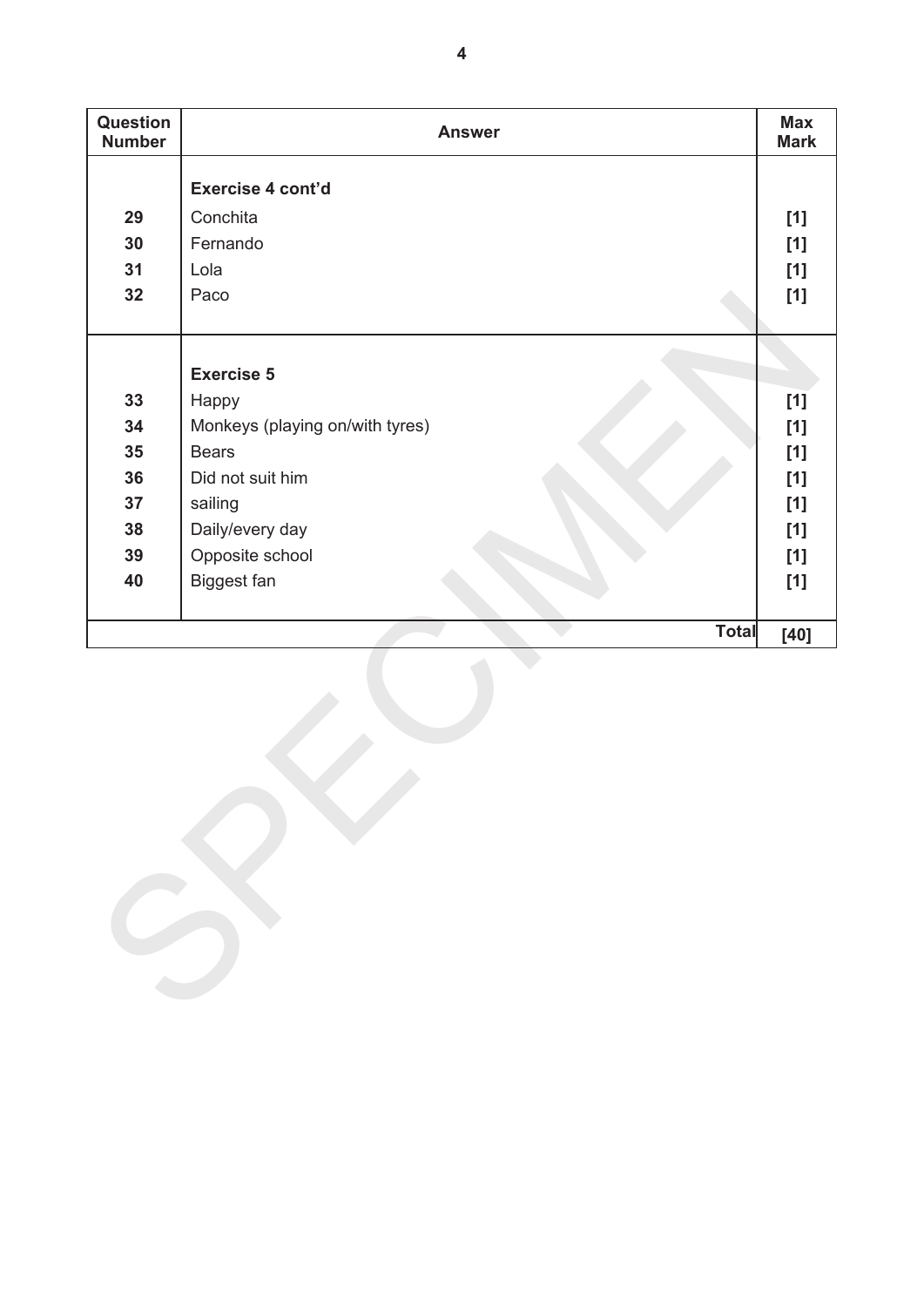| Question Number | Answer | Max Mark |
|---|---|---|
| | **Exercise 4 cont'd** | |
| 29 | Conchita | [1] |
| 30 | Fernando | [1] |
| 31 | Lola | [1] |
| 32 | Paco | [1] |
| | **Exercise 5** | |
| 33 | Happy | [1] |
| 34 | Monkeys (playing on/with tyres) | [1] |
| 35 | Bears | [1] |
| 36 | Did not suit him | [1] |
| 37 | sailing | [1] |
| 38 | Daily/every day | [1] |
| 39 | Opposite school | [1] |
| 40 | Biggest fan | [1] |
| | **Total** | [40] |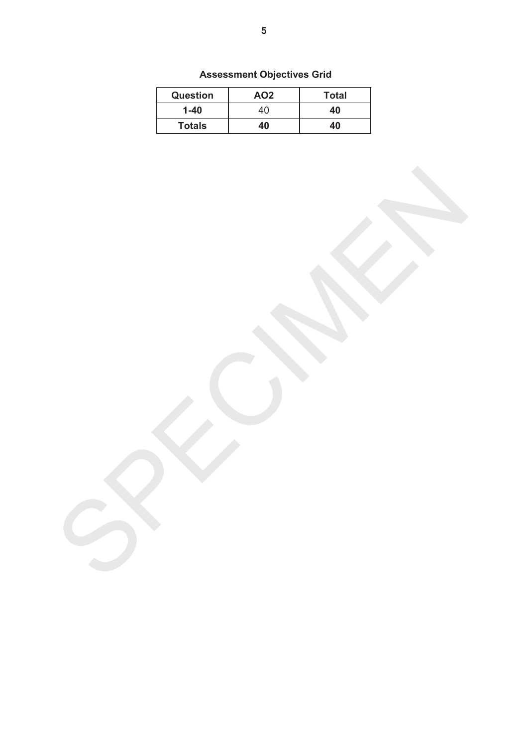**Assessment Objectives Grid**

| Question | AO2 | Total |
|---|---|---|
| **1-40** | 40 | **40** |
| **Totals** | **40** | **40** |